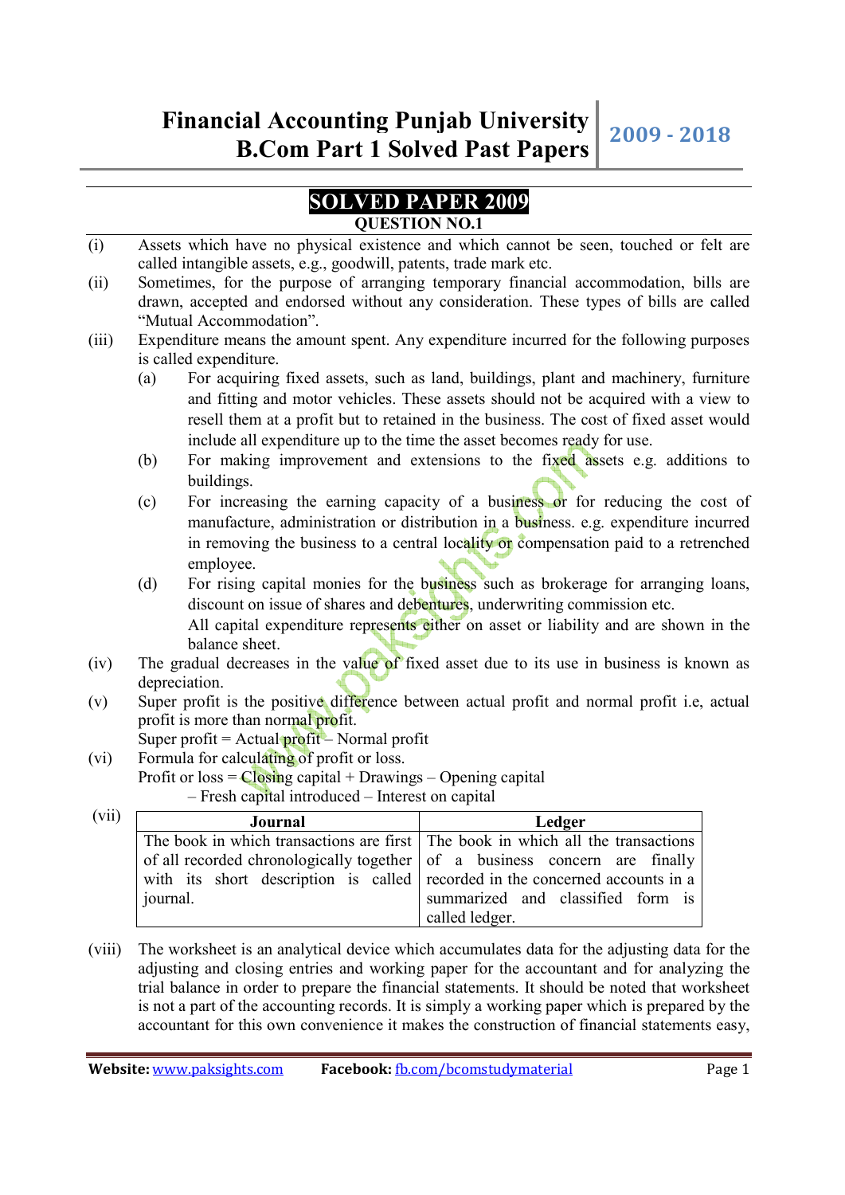# Financial Accounting Punjab University B.Com Part 1 Solved Past Papers

## 2009 - 2018

## SOLVED PAPER 2009

### QUESTION NO.1

(i) Assets which have no physical existence and which cannot be seen, touched or felt are called intangible assets, e.g., goodwill, patents, trade mark etc.

(ii) Sometimes, for the purpose of arranging temporary financial accommodation, bills are drawn, accepted and endorsed without any consideration. These types of bills are called "Mutual Accommodation".

(iii) Expenditure means the amount spent. Any expenditure incurred for the following purposes is called expenditure.

(a) For acquiring fixed assets, such as land, buildings, plant and machinery, furniture and fitting and motor vehicles. These assets should not be acquired with a view to resell them at a profit but to retained in the business. The cost of fixed asset would include all expenditure up to the time the asset becomes ready for use.

(b) For making improvement and extensions to the fixed assets e.g. additions to buildings.

(c) For increasing the earning capacity of a business or for reducing the cost of manufacture, administration or distribution in a business. e.g. expenditure incurred in removing the business to a central locality or compensation paid to a retrenched employee.

(d) For rising capital monies for the business such as brokerage for arranging loans, discount on issue of shares and debentures, underwriting commission etc.

All capital expenditure represents either on asset or liability and are shown in the balance sheet.

(iv) The gradual decreases in the value of fixed asset due to its use in business is known as depreciation.

(v) Super profit is the positive difference between actual profit and normal profit i.e, actual profit is more than normal profit.

Super profit = Actual profit – Normal profit

(vi) Formula for calculating of profit or loss.

Profit or loss = Closing capital + Drawings – Opening capital – Fresh capital introduced – Interest on capital

(vii)

| Journal | Ledger |
|---|---|
| The book in which transactions are first of all recorded chronologically together with its short description is called journal. | The book in which all the transactions of a business concern are finally recorded in the concerned accounts in a summarized and classified form is called ledger. |

(viii) The worksheet is an analytical device which accumulates data for the adjusting data for the adjusting and closing entries and working paper for the accountant and for analyzing the trial balance in order to prepare the financial statements. It should be noted that worksheet is not a part of the accounting records. It is simply a working paper which is prepared by the accountant for this own convenience it makes the construction of financial statements easy,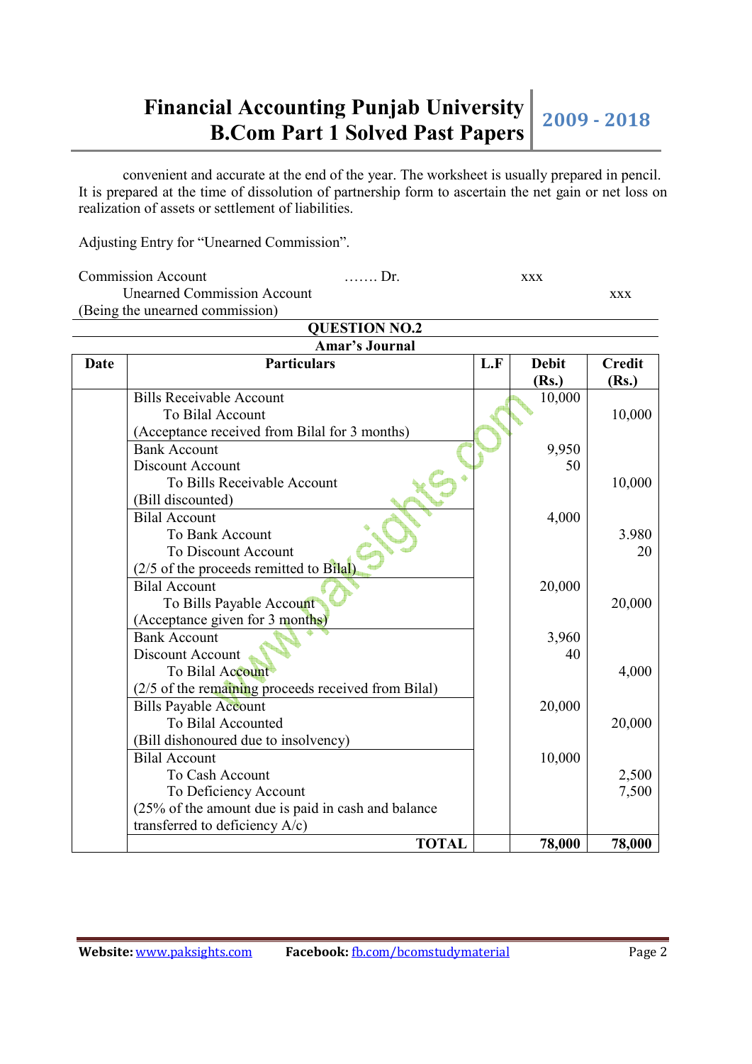convenient and accurate at the end of the year. The worksheet is usually prepared in pencil. It is prepared at the time of dissolution of partnership form to ascertain the net gain or net loss on realization of assets or settlement of liabilities.

Adjusting Entry for "Unearned Commission".

| | | | |
|---|---|---|---|
| Commission Account | ……. Dr. | xxx | |
| Unearned Commission Account | | | xxx |
| (Being the unearned commission) | | | |

## QUESTION NO.2

### Amar's Journal

| Date | Particulars | L.F | Debit (Rs.) | Credit (Rs.) |
|---|---|---|---|---|
| | Bills Receivable Account<br>To Bilal Account<br>(Acceptance received from Bilal for 3 months) | | 10,000 | <br>10,000 |
| | Bank Account<br>Discount Account<br>To Bills Receivable Account<br>(Bill discounted) | | 9,950<br>50 | <br><br>10,000 |
| | Bilal Account<br>To Bank Account<br>To Discount Account<br>(2/5 of the proceeds remitted to Bilal) | | 4,000 | <br>3.980<br>20 |
| | Bilal Account<br>To Bills Payable Account<br>(Acceptance given for 3 months) | | 20,000 | <br>20,000 |
| | Bank Account<br>Discount Account<br>To Bilal Account<br>(2/5 of the remaining proceeds received from Bilal) | | 3,960<br>40 | <br><br>4,000 |
| | Bills Payable Account<br>To Bilal Accounted<br>(Bill dishonoured due to insolvency) | | 20,000 | <br>20,000 |
| | Bilal Account<br>To Cash Account<br>To Deficiency Account<br>(25% of the amount due is paid in cash and balance transferred to deficiency A/c) | | 10,000 | <br>2,500<br>7,500 |
| | **TOTAL** | | **78,000** | **78,000** |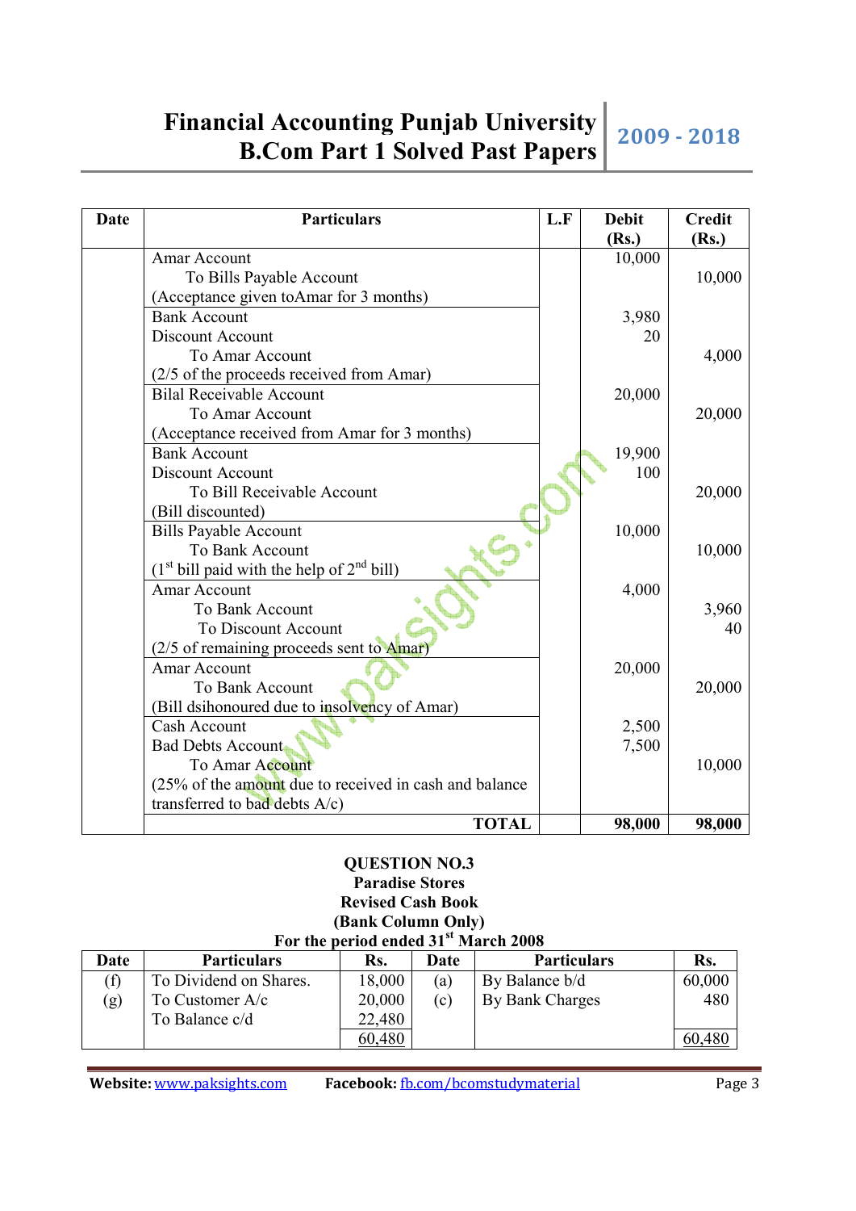| Date | Particulars | L.F | Debit (Rs.) | Credit (Rs.) |
|---|---|---|---|---|
| | Amar Account<br>To Bills Payable Account<br>(Acceptance given toAmar for 3 months) | | 10,000 | 10,000 |
| | Bank Account<br>Discount Account<br>To Amar Account<br>(2/5 of the proceeds received from Amar) | | 3,980<br>20 | 4,000 |
| | Bilal Receivable Account<br>To Amar Account<br>(Acceptance received from Amar for 3 months) | | 20,000 | 20,000 |
| | Bank Account<br>Discount Account<br>To Bill Receivable Account<br>(Bill discounted) | | 19,900<br>100 | 20,000 |
| | Bills Payable Account<br>To Bank Account<br>(1st bill paid with the help of 2nd bill) | | 10,000 | 10,000 |
| | Amar Account<br>To Bank Account<br>To Discount Account<br>(2/5 of remaining proceeds sent to Amar) | | 4,000 | 3,960<br>40 |
| | Amar Account<br>To Bank Account<br>(Bill dsihonoured due to insolvency of Amar) | | 20,000 | 20,000 |
| | Cash Account<br>Bad Debts Account<br>To Amar Account<br>(25% of the amount due to received in cash and balance transferred to bad debts A/c) | | 2,500<br>7,500 | 10,000 |
| | **TOTAL** | | **98,000** | **98,000** |

## QUESTION NO.3

**Paradise Stores**
**Revised Cash Book**
**(Bank Column Only)**
**For the period ended 31st March 2008**

| Date | Particulars | Rs. | Date | Particulars | Rs. |
|---|---|---|---|---|---|
| (f) | To Dividend on Shares. | 18,000 | (a) | By Balance b/d | 60,000 |
| (g) | To Customer A/c | 20,000 | (c) | By Bank Charges | 480 |
| | To Balance c/d | 22,480 | | | |
| | | 60,480 | | | 60,480 |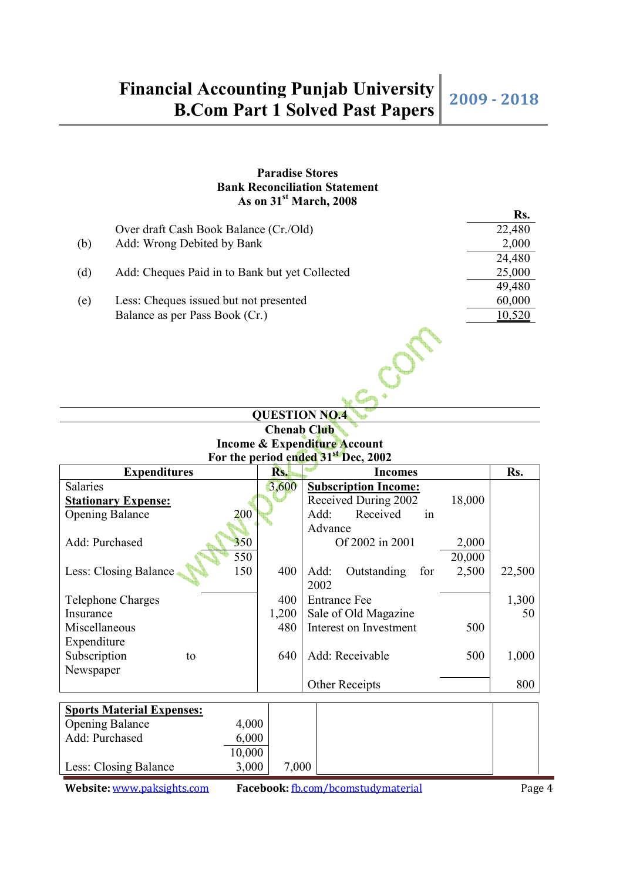**Paradise Stores**
**Bank Reconciliation Statement**
**As on 31st March, 2008**

| | | Rs. |
|---|---|---|
| | Over draft Cash Book Balance (Cr./Old) | 22,480 |
| (b) | Add: Wrong Debited by Bank | 2,000 |
| | | 24,480 |
| (d) | Add: Cheques Paid in to Bank but yet Collected | 25,000 |
| | | 49,480 |
| (e) | Less: Cheques issued but not presented | 60,000 |
| | Balance as per Pass Book (Cr.) | 10,520 |

## QUESTION NO.4

**Chenab Club**
**Income & Expenditure Account**
**For the period ended 31st Dec, 2002**

| Expenditures | | Rs. | Incomes | | Rs. |
|---|---|---|---|---|---|
| Salaries | | 3,600 | **Subscription Income:** | | |
| **Stationary Expense:** | | | Received During 2002 | 18,000 | |
| Opening Balance | 200 | | Add: Received in Advance | | |
| Add: Purchased | 350 | | Of 2002 in 2001 | 2,000 | |
| | 550 | | | 20,000 | |
| Less: Closing Balance | 150 | 400 | Add: Outstanding for 2002 | 2,500 | 22,500 |
| Telephone Charges | | 400 | Entrance Fee | | 1,300 |
| Insurance | | 1,200 | Sale of Old Magazine | | 50 |
| Miscellaneous Expenditure | | 480 | Interest on Investment | 500 | |
| Subscription to Newspaper | | 640 | Add: Receivable | 500 | 1,000 |
| | | | Other Receipts | | 800 |
| **Sports Material Expenses:** | | | | | |
| Opening Balance | 4,000 | | | | |
| Add: Purchased | 6,000 | | | | |
| | 10,000 | | | | |
| Less: Closing Balance | 3,000 | 7,000 | | | |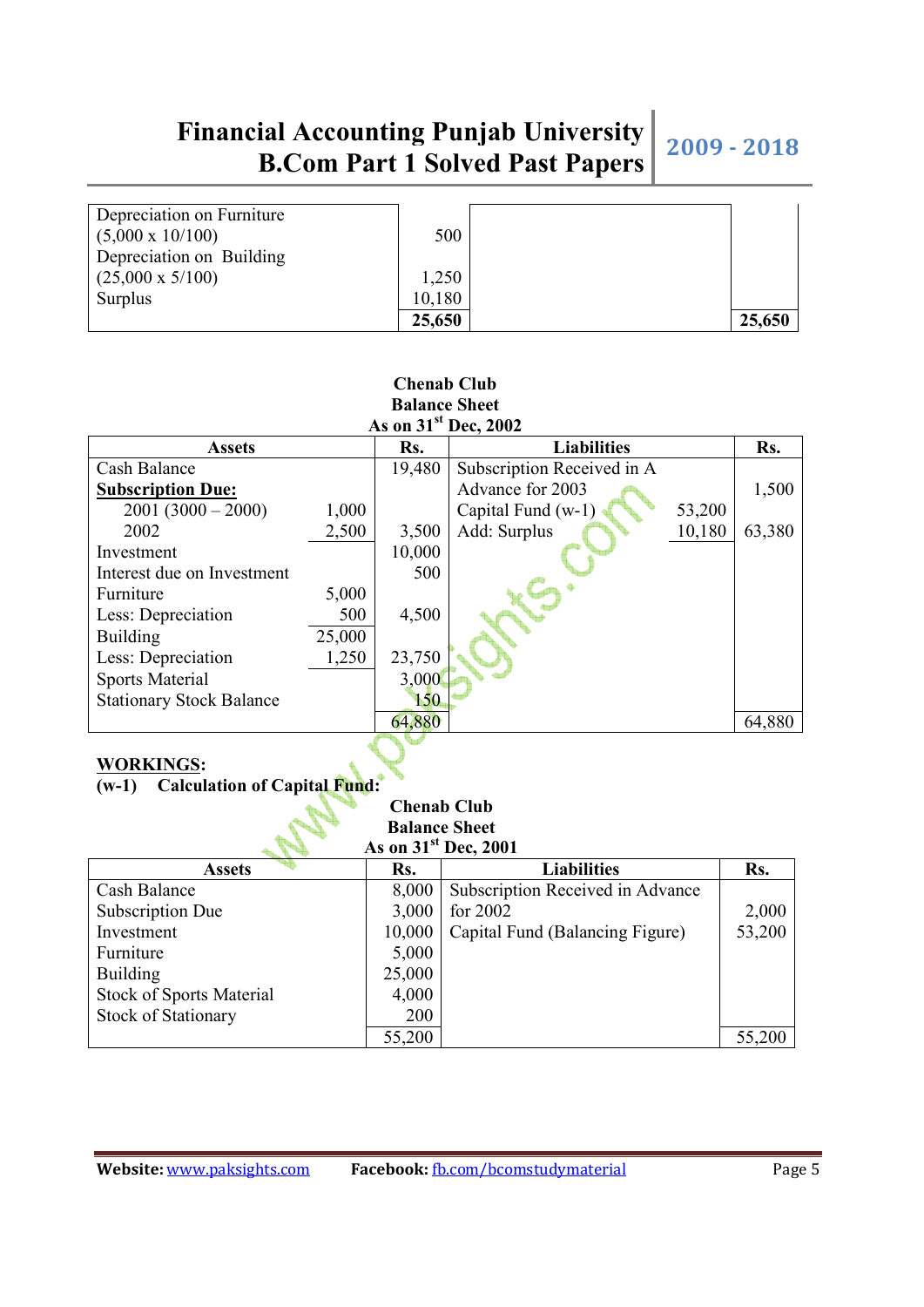| | | | |
|---|---|---|---|
| Depreciation on Furniture (5,000 x 10/100) | 500 | | |
| Depreciation on Building (25,000 x 5/100) | 1,250 | | |
| Surplus | 10,180 | | |
| | **25,650** | | **25,650** |

**Chenab Club**
**Balance Sheet**
**As on 31st Dec, 2002**

| Assets | | Rs. | Liabilities | | Rs. |
|---|---|---|---|---|---|
| Cash Balance | | 19,480 | Subscription Received in A Advance for 2003 | | 1,500 |
| **Subscription Due:** | | | Capital Fund (w-1) | 53,200 | |
| 2001 (3000 – 2000) | 1,000 | | Add: Surplus | 10,180 | 63,380 |
| 2002 | 2,500 | 3,500 | | | |
| Investment | | 10,000 | | | |
| Interest due on Investment | | 500 | | | |
| Furniture | 5,000 | | | | |
| Less: Depreciation | 500 | 4,500 | | | |
| Building | 25,000 | | | | |
| Less: Depreciation | 1,250 | 23,750 | | | |
| Sports Material | | 3,000 | | | |
| Stationary Stock Balance | | 150 | | | |
| | | 64,880 | | | 64,880 |

**WORKINGS:**

**(w-1) Calculation of Capital Fund:**

**Chenab Club**
**Balance Sheet**
**As on 31st Dec, 2001**

| Assets | Rs. | Liabilities | Rs. |
|---|---|---|---|
| Cash Balance | 8,000 | Subscription Received in Advance for 2002 | 2,000 |
| Subscription Due | 3,000 | Capital Fund (Balancing Figure) | 53,200 |
| Investment | 10,000 | | |
| Furniture | 5,000 | | |
| Building | 25,000 | | |
| Stock of Sports Material | 4,000 | | |
| Stock of Stationary | 200 | | |
| | 55,200 | | 55,200 |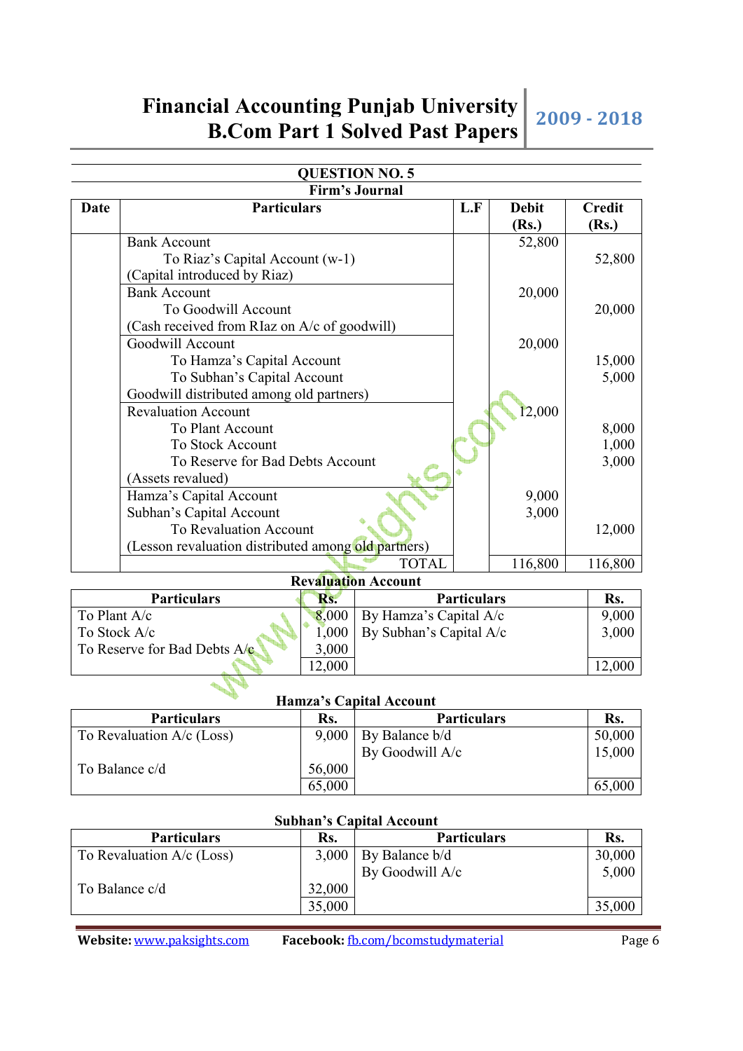## QUESTION NO. 5

**Firm's Journal**

| Date | Particulars | L.F | Debit (Rs.) | Credit (Rs.) |
|---|---|---|---|---|
| | Bank Account | | 52,800 | |
| | To Riaz's Capital Account (w-1) | | | 52,800 |
| | (Capital introduced by Riaz) | | | |
| | Bank Account | | 20,000 | |
| | To Goodwill Account | | | 20,000 |
| | (Cash received from RIaz on A/c of goodwill) | | | |
| | Goodwill Account | | 20,000 | |
| | To Hamza's Capital Account | | | 15,000 |
| | To Subhan's Capital Account | | | 5,000 |
| | Goodwill distributed among old partners) | | | |
| | Revaluation Account | | 12,000 | |
| | To Plant Account | | | 8,000 |
| | To Stock Account | | | 1,000 |
| | To Reserve for Bad Debts Account | | | 3,000 |
| | (Assets revalued) | | | |
| | Hamza's Capital Account | | 9,000 | |
| | Subhan's Capital Account | | 3,000 | |
| | To Revaluation Account | | | 12,000 |
| | (Lesson revaluation distributed among old partners) | | | |
| | TOTAL | | 116,800 | 116,800 |

**Revaluation Account**

| Particulars | Rs. | Particulars | Rs. |
|---|---|---|---|
| To Plant A/c | 8,000 | By Hamza's Capital A/c | 9,000 |
| To Stock A/c | 1,000 | By Subhan's Capital A/c | 3,000 |
| To Reserve for Bad Debts A/c | 3,000 | | |
| | 12,000 | | 12,000 |

**Hamza's Capital Account**

| Particulars | Rs. | Particulars | Rs. |
|---|---|---|---|
| To Revaluation A/c (Loss) | 9,000 | By Balance b/d | 50,000 |
| | | By Goodwill A/c | 15,000 |
| To Balance c/d | 56,000 | | |
| | 65,000 | | 65,000 |

**Subhan's Capital Account**

| Particulars | Rs. | Particulars | Rs. |
|---|---|---|---|
| To Revaluation A/c (Loss) | 3,000 | By Balance b/d | 30,000 |
| | | By Goodwill A/c | 5,000 |
| To Balance c/d | 32,000 | | |
| | 35,000 | | 35,000 |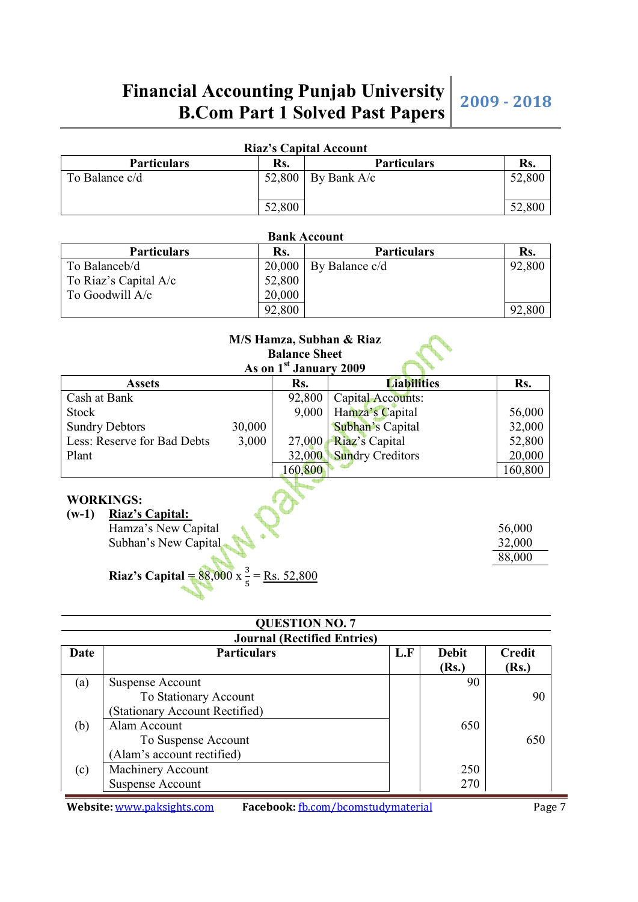**Riaz's Capital Account**

| Particulars | Rs. | Particulars | Rs. |
|---|---|---|---|
| To Balance c/d | 52,800 | By Bank A/c | 52,800 |
| | 52,800 | | 52,800 |

**Bank Account**

| Particulars | Rs. | Particulars | Rs. |
|---|---|---|---|
| To Balanceb/d | 20,000 | By Balance c/d | 92,800 |
| To Riaz's Capital A/c | 52,800 | | |
| To Goodwill A/c | 20,000 | | |
| | 92,800 | | 92,800 |

**M/S Hamza, Subhan & Riaz**
**Balance Sheet**
**As on 1st January 2009**

| Assets | | Rs. | Liabilities | Rs. |
|---|---|---|---|---|
| Cash at Bank | | 92,800 | Capital Accounts: | |
| Stock | | 9,000 | Hamza's Capital | 56,000 |
| Sundry Debtors | 30,000 | | Subhan's Capital | 32,000 |
| Less: Reserve for Bad Debts | 3,000 | 27,000 | Riaz's Capital | 52,800 |
| Plant | | 32,000 | Sundry Creditors | 20,000 |
| | | 160,800 | | 160,800 |

**WORKINGS:**

**(w-1)** **Riaz's Capital:**

| | |
|---|---|
| Hamza's New Capital | 56,000 |
| Subhan's New Capital | 32,000 |
| | 88,000 |

**Riaz's Capital** = 88,000 x $\frac{3}{5}$ = Rs. 52,800

**QUESTION NO. 7**

**Journal (Rectified Entries)**

| Date | Particulars | L.F | Debit (Rs.) | Credit (Rs.) |
|---|---|---|---|---|
| (a) | Suspense Account | | 90 | |
| | To Stationary Account | | | 90 |
| | (Stationary Account Rectified) | | | |
| (b) | Alam Account | | 650 | |
| | To Suspense Account | | | 650 |
| | (Alam's account rectified) | | | |
| (c) | Machinery Account | | 250 | |
| | Suspense Account | | 270 | |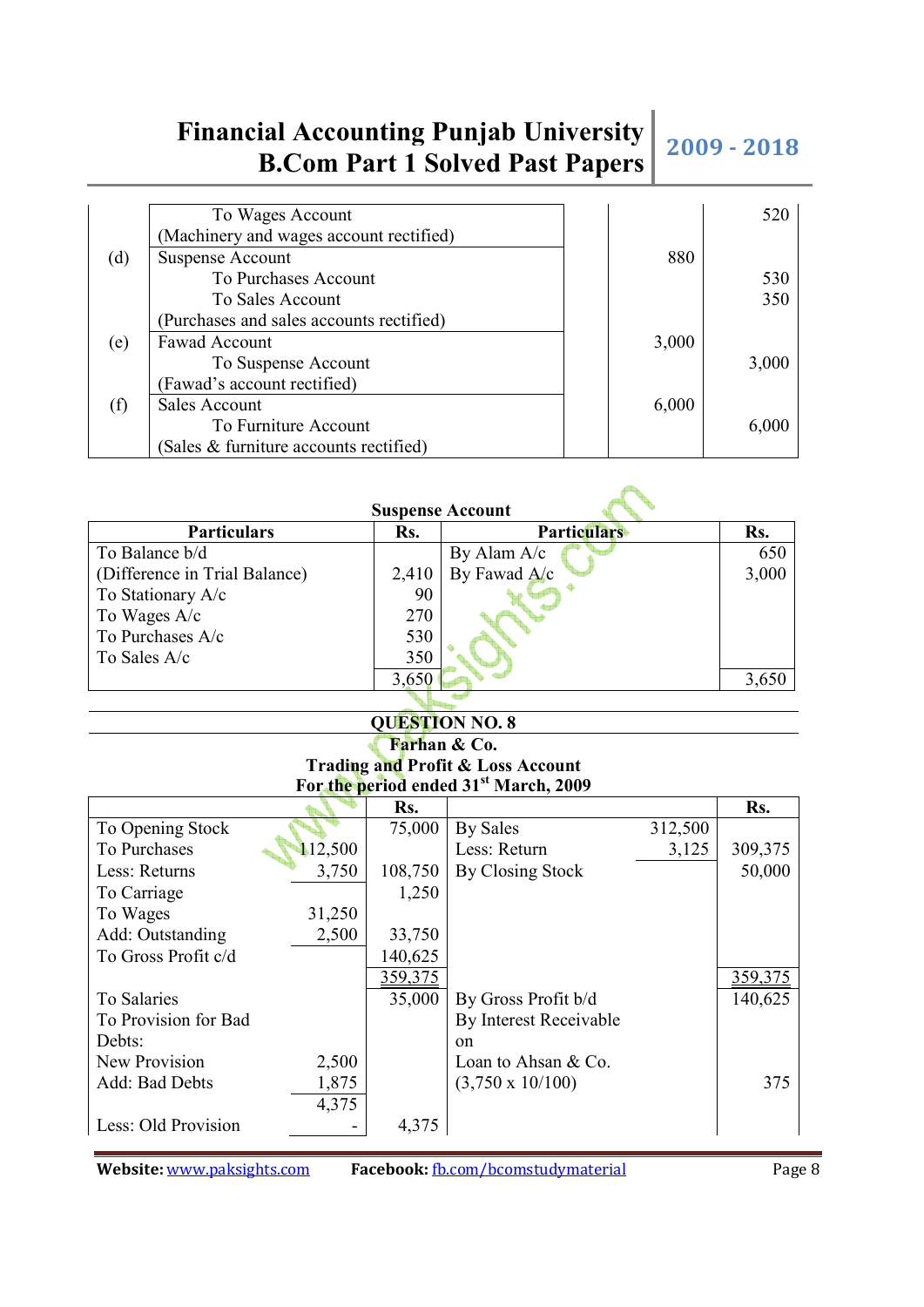| | Particulars | | Dr. | Cr. |
|---|---|---|---|---|
| | To Wages Account | | | 520 |
| | (Machinery and wages account rectified) | | | |
| (d) | Suspense Account | | 880 | |
| | To Purchases Account | | | 530 |
| | To Sales Account | | | 350 |
| | (Purchases and sales accounts rectified) | | | |
| (e) | Fawad Account | | 3,000 | |
| | To Suspense Account | | | 3,000 |
| | (Fawad's account rectified) | | | |
| (f) | Sales Account | | 6,000 | |
| | To Furniture Account | | | 6,000 |
| | (Sales & furniture accounts rectified) | | | |

**Suspense Account**

| Particulars | Rs. | Particulars | Rs. |
|---|---|---|---|
| To Balance b/d | | By Alam A/c | 650 |
| (Difference in Trial Balance) | 2,410 | By Fawad A/c | 3,000 |
| To Stationary A/c | 90 | | |
| To Wages A/c | 270 | | |
| To Purchases A/c | 530 | | |
| To Sales A/c | 350 | | |
| | 3,650 | | 3,650 |

## QUESTION NO. 8

**Farhan & Co.**
**Trading and Profit & Loss Account**
**For the period ended 31st March, 2009**

| | | Rs. | | | Rs. |
|---|---|---|---|---|---|
| To Opening Stock | | 75,000 | By Sales | 312,500 | |
| To Purchases | 112,500 | | Less: Return | 3,125 | 309,375 |
| Less: Returns | 3,750 | 108,750 | By Closing Stock | | 50,000 |
| To Carriage | | 1,250 | | | |
| To Wages | 31,250 | | | | |
| Add: Outstanding | 2,500 | 33,750 | | | |
| To Gross Profit c/d | | 140,625 | | | |
| | | 359,375 | | | 359,375 |
| To Salaries | | 35,000 | By Gross Profit b/d | | 140,625 |
| To Provision for Bad Debts: | | | By Interest Receivable on Loan to Ahsan & Co. | | |
| New Provision | 2,500 | | (3,750 x 10/100) | | 375 |
| Add: Bad Debts | 1,875 | | | | |
| | 4,375 | | | | |
| Less: Old Provision | - | 4,375 | | | |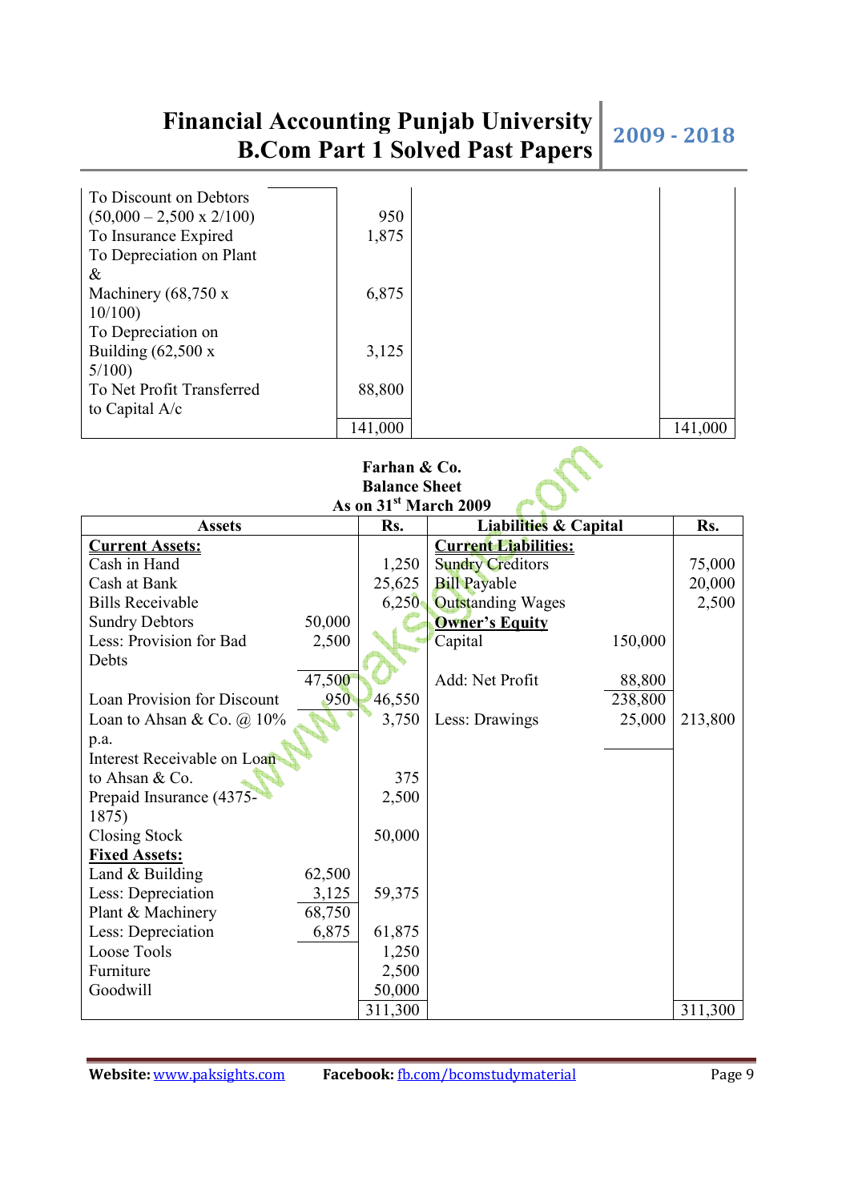| | | | |
|---|---|---|---|
| To Discount on Debtors (50,000 – 2,500 x 2/100) | 950 | | |
| To Insurance Expired | 1,875 | | |
| To Depreciation on Plant & Machinery (68,750 x 10/100) | 6,875 | | |
| To Depreciation on Building (62,500 x 5/100) | 3,125 | | |
| To Net Profit Transferred to Capital A/c | 88,800 | | |
| | 141,000 | | 141,000 |

**Farhan & Co.**
**Balance Sheet**
**As on 31st March 2009**

| Assets | | Rs. | Liabilities & Capital | | Rs. |
|---|---|---|---|---|---|
| **Current Assets:** | | | **Current Liabilities:** | | |
| Cash in Hand | | 1,250 | Sundry Creditors | | 75,000 |
| Cash at Bank | | 25,625 | Bill Payable | | 20,000 |
| Bills Receivable | | 6,250 | Outstanding Wages | | 2,500 |
| Sundry Debtors | 50,000 | | **Owner's Equity** | | |
| Less: Provision for Bad Debts | 2,500 | | Capital | 150,000 | |
| | 47,500 | | Add: Net Profit | 88,800 | |
| Loan Provision for Discount | 950 | 46,550 | | 238,800 | |
| Loan to Ahsan & Co. @ 10% p.a. | | 3,750 | Less: Drawings | 25,000 | 213,800 |
| Interest Receivable on Loan to Ahsan & Co. | | 375 | | | |
| Prepaid Insurance (4375-1875) | | 2,500 | | | |
| Closing Stock | | 50,000 | | | |
| **Fixed Assets:** | | | | | |
| Land & Building | 62,500 | | | | |
| Less: Depreciation | 3,125 | 59,375 | | | |
| Plant & Machinery | 68,750 | | | | |
| Less: Depreciation | 6,875 | 61,875 | | | |
| Loose Tools | | 1,250 | | | |
| Furniture | | 2,500 | | | |
| Goodwill | | 50,000 | | | |
| | | 311,300 | | | 311,300 |